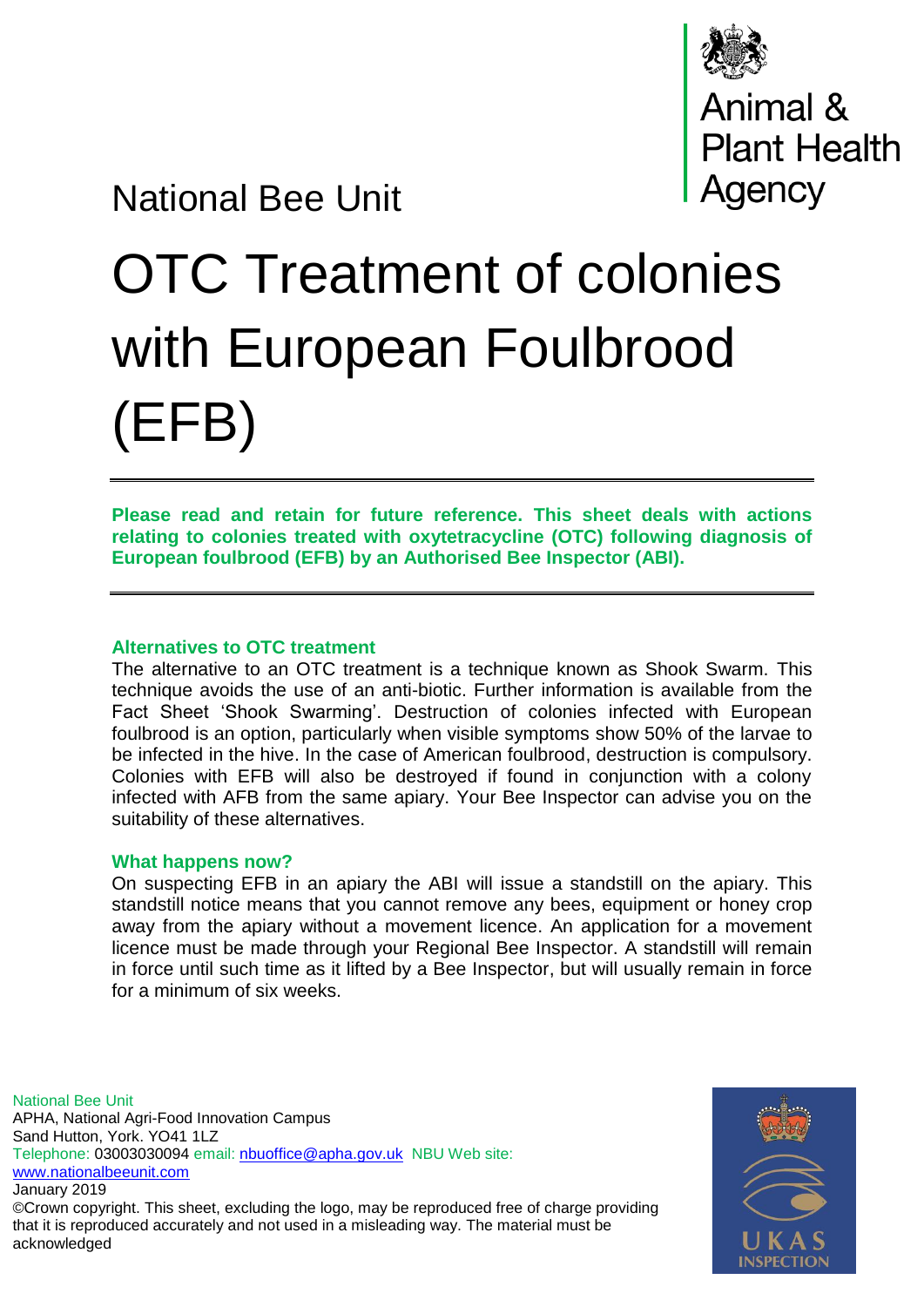National Bee Unit

Animal & Plant Health Agency

# OTC Treatment of colonies with European Foulbrood (EFB)

**Please read and retain for future reference. This sheet deals with actions relating to colonies treated with oxytetracycline (OTC) following diagnosis of European foulbrood (EFB) by an Authorised Bee Inspector (ABI).**

### Alternatives to OTC treatment

The alternative to an OTC treatment is a technique known as Shook Swarm. This technique avoids the use of an anti-biotic. Further information is available from the Fact Sheet 'Shook Swarming'. Destruction of colonies infected with European foulbrood is an option, particularly when visible symptoms show 50% of the larvae to be infected in the hive. In the case of American foulbrood, destruction is compulsory. Colonies with EFB will also be destroyed if found in conjunction with a colony infected with AFB from the same apiary. Your Bee Inspector can advise you on the suitability of these alternatives.

### What happens now?

On suspecting EFB in an apiary the ABI will issue a standstill on the apiary. This standstill notice means that you cannot remove any bees, equipment or honey crop away from the apiary without a movement licence. An application for a movement licence must be made through your Regional Bee Inspector. A standstill will remain in force until such time as it lifted by a Bee Inspector, but will usually remain in force for a minimum of six weeks.

National Bee Unit
APHA, National Agri-Food Innovation Campus
Sand Hutton, York. YO41 1LZ
Telephone: 03003030094 email: nbuoffice@apha.gov.uk NBU Web site: www.nationalbeeunit.com
January 2019
©Crown copyright. This sheet, excluding the logo, may be reproduced free of charge providing that it is reproduced accurately and not used in a misleading way. The material must be acknowledged

UKAS INSPECTION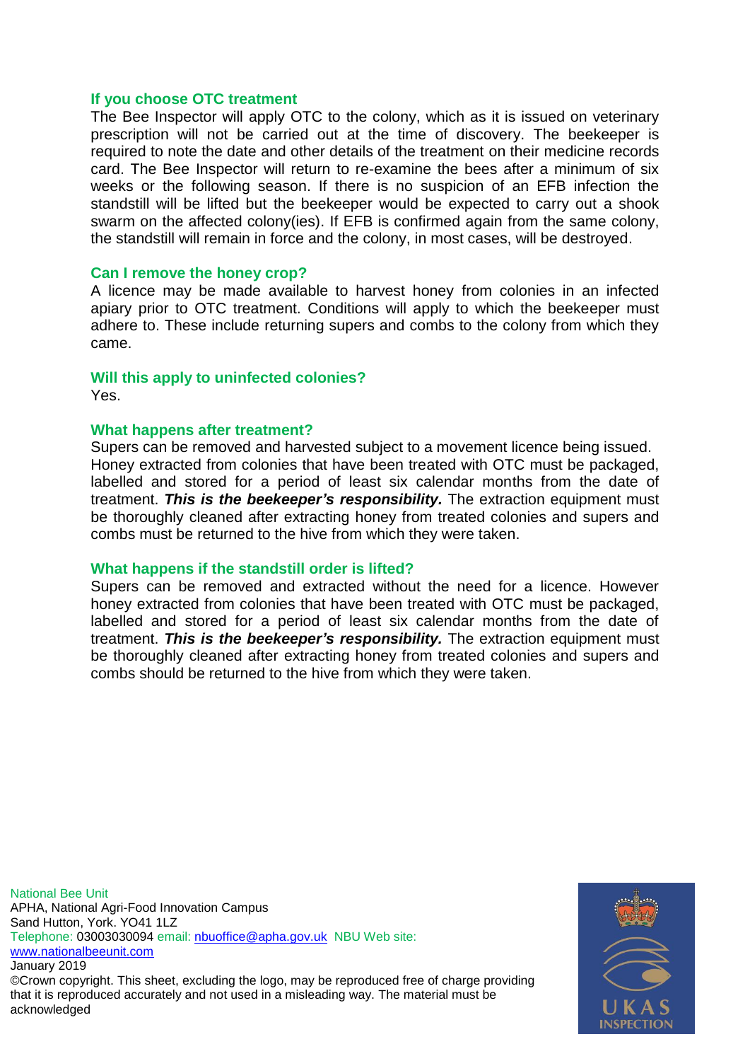### If you choose OTC treatment

The Bee Inspector will apply OTC to the colony, which as it is issued on veterinary prescription will not be carried out at the time of discovery. The beekeeper is required to note the date and other details of the treatment on their medicine records card. The Bee Inspector will return to re-examine the bees after a minimum of six weeks or the following season. If there is no suspicion of an EFB infection the standstill will be lifted but the beekeeper would be expected to carry out a shook swarm on the affected colony(ies). If EFB is confirmed again from the same colony, the standstill will remain in force and the colony, in most cases, will be destroyed.

### Can I remove the honey crop?

A licence may be made available to harvest honey from colonies in an infected apiary prior to OTC treatment. Conditions will apply to which the beekeeper must adhere to. These include returning supers and combs to the colony from which they came.

### Will this apply to uninfected colonies?

Yes.

### What happens after treatment?

Supers can be removed and harvested subject to a movement licence being issued. Honey extracted from colonies that have been treated with OTC must be packaged, labelled and stored for a period of least six calendar months from the date of treatment. ***This is the beekeeper's responsibility.*** The extraction equipment must be thoroughly cleaned after extracting honey from treated colonies and supers and combs must be returned to the hive from which they were taken.

### What happens if the standstill order is lifted?

Supers can be removed and extracted without the need for a licence. However honey extracted from colonies that have been treated with OTC must be packaged, labelled and stored for a period of least six calendar months from the date of treatment. ***This is the beekeeper's responsibility.*** The extraction equipment must be thoroughly cleaned after extracting honey from treated colonies and supers and combs should be returned to the hive from which they were taken.

National Bee Unit
APHA, National Agri-Food Innovation Campus
Sand Hutton, York. YO41 1LZ
Telephone: 03003030094 email: nbuoffice@apha.gov.uk NBU Web site: www.nationalbeeunit.com
January 2019
©Crown copyright. This sheet, excluding the logo, may be reproduced free of charge providing that it is reproduced accurately and not used in a misleading way. The material must be acknowledged